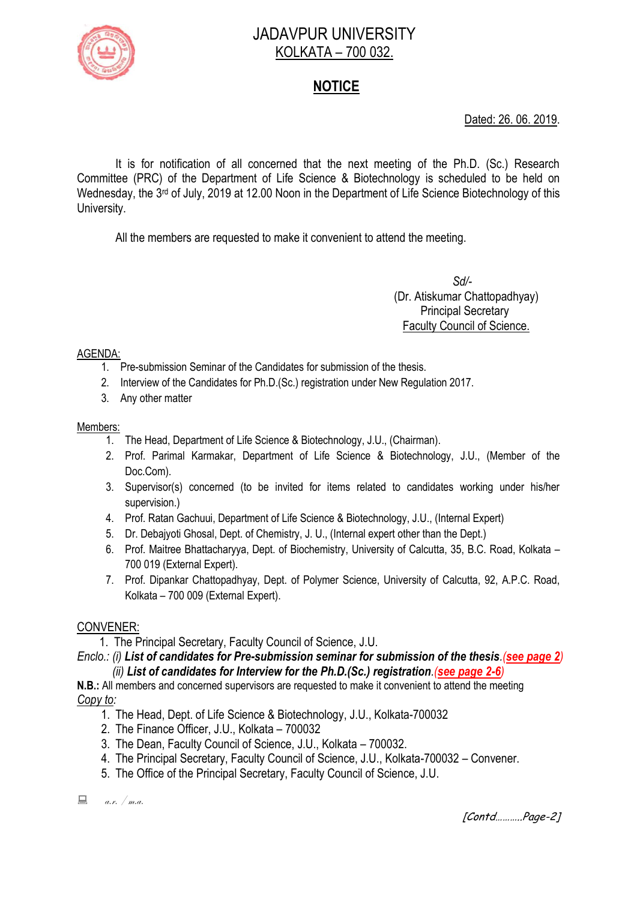# JADAVPUR UNIVERSITY
## KOLKATA – 700 032.

## NOTICE

Dated: 26. 06. 2019.

It is for notification of all concerned that the next meeting of the Ph.D. (Sc.) Research Committee (PRC) of the Department of Life Science & Biotechnology is scheduled to be held on Wednesday, the 3rd of July, 2019 at 12.00 Noon in the Department of Life Science Biotechnology of this University.

All the members are requested to make it convenient to attend the meeting.

*Sd/-*
(Dr. Atiskumar Chattopadhyay)
Principal Secretary
Faculty Council of Science.

AGENDA:

1. Pre-submission Seminar of the Candidates for submission of the thesis.
2. Interview of the Candidates for Ph.D.(Sc.) registration under New Regulation 2017.
3. Any other matter

Members:

1. The Head, Department of Life Science & Biotechnology, J.U., (Chairman).
2. Prof. Parimal Karmakar, Department of Life Science & Biotechnology, J.U., (Member of the Doc.Com).
3. Supervisor(s) concerned (to be invited for items related to candidates working under his/her supervision.)
4. Prof. Ratan Gachuui, Department of Life Science & Biotechnology, J.U., (Internal Expert)
5. Dr. Debajyoti Ghosal, Dept. of Chemistry, J. U., (Internal expert other than the Dept.)
6. Prof. Maitree Bhattacharyya, Dept. of Biochemistry, University of Calcutta, 35, B.C. Road, Kolkata – 700 019 (External Expert).
7. Prof. Dipankar Chattopadhyay, Dept. of Polymer Science, University of Calcutta, 92, A.P.C. Road, Kolkata – 700 009 (External Expert).

CONVENER:

1. The Principal Secretary, Faculty Council of Science, J.U.

*Enclo.: (i)* ***List of candidates for Pre-submission seminar for submission of the thesis****.(**see page 2**)*
*(ii)* ***List of candidates for Interview for the Ph.D.(Sc.) registration****.(**see page 2-6**)*

**N.B.:** All members and concerned supervisors are requested to make it convenient to attend the meeting

*Copy to:*

1. The Head, Dept. of Life Science & Biotechnology, J.U., Kolkata-700032
2. The Finance Officer, J.U., Kolkata – 700032
3. The Dean, Faculty Council of Science, J.U., Kolkata – 700032.
4. The Principal Secretary, Faculty Council of Science, J.U., Kolkata-700032 – Convener.
5. The Office of the Principal Secretary, Faculty Council of Science, J.U.

*a.r. / m.a.*

*[Contd……….Page-2]*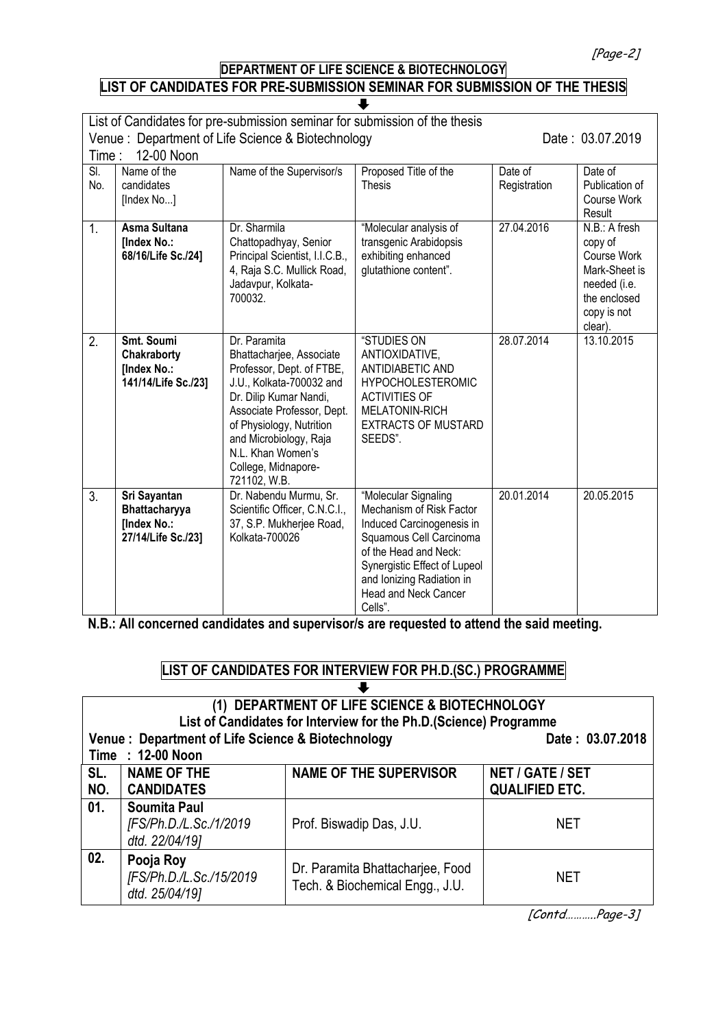## DEPARTMENT OF LIFE SCIENCE & BIOTECHNOLOGY

## LIST OF CANDIDATES FOR PRE-SUBMISSION SEMINAR FOR SUBMISSION OF THE THESIS

List of Candidates for pre-submission seminar for submission of the thesis

Venue : Department of Life Science & Biotechnology    Date : 03.07.2019

Time : 12-00 Noon

| Sl. No. | Name of the candidates [Index No...] | Name of the Supervisor/s | Proposed Title of the Thesis | Date of Registration | Date of Publication of Course Work Result |
|---|---|---|---|---|---|
| 1. | **Asma Sultana [Index No.: 68/16/Life Sc./24]** | Dr. Sharmila Chattopadhyay, Senior Principal Scientist, I.I.C.B., 4, Raja S.C. Mullick Road, Jadavpur, Kolkata-700032. | "Molecular analysis of transgenic Arabidopsis exhibiting enhanced glutathione content". | 27.04.2016 | N.B.: A fresh copy of Course Work Mark-Sheet is needed (i.e. the enclosed copy is not clear). |
| 2. | **Smt. Soumi Chakraborty [Index No.: 141/14/Life Sc./23]** | Dr. Paramita Bhattacharjee, Associate Professor, Dept. of FTBE, J.U., Kolkata-700032 and Dr. Dilip Kumar Nandi, Associate Professor, Dept. of Physiology, Nutrition and Microbiology, Raja N.L. Khan Women's College, Midnapore-721102, W.B. | "STUDIES ON ANTIOXIDATIVE, ANTIDIABETIC AND HYPOCHOLESTEROMIC ACTIVITIES OF MELATONIN-RICH EXTRACTS OF MUSTARD SEEDS". | 28.07.2014 | 13.10.2015 |
| 3. | **Sri Sayantan Bhattacharyya [Index No.: 27/14/Life Sc./23]** | Dr. Nabendu Murmu, Sr. Scientific Officer, C.N.C.I., 37, S.P. Mukherjee Road, Kolkata-700026 | "Molecular Signaling Mechanism of Risk Factor Induced Carcinogenesis in Squamous Cell Carcinoma of the Head and Neck: Synergistic Effect of Lupeol and Ionizing Radiation in Head and Neck Cancer Cells". | 20.01.2014 | 20.05.2015 |

**N.B.: All concerned candidates and supervisor/s are requested to attend the said meeting.**

## LIST OF CANDIDATES FOR INTERVIEW FOR PH.D.(SC.) PROGRAMME

### (1) DEPARTMENT OF LIFE SCIENCE & BIOTECHNOLOGY

**List of Candidates for Interview for the Ph.D.(Science) Programme**

**Venue : Department of Life Science & Biotechnology    Date : 03.07.2018**

**Time : 12-00 Noon**

| SL. NO. | NAME OF THE CANDIDATES | NAME OF THE SUPERVISOR | NET / GATE / SET QUALIFIED ETC. |
|---|---|---|---|
| 01. | **Soumita Paul** *[FS/Ph.D./L.Sc./1/2019 dtd. 22/04/19]* | Prof. Biswadip Das, J.U. | NET |
| 02. | **Pooja Roy** *[FS/Ph.D./L.Sc./15/2019 dtd. 25/04/19]* | Dr. Paramita Bhattacharjee, Food Tech. & Biochemical Engg., J.U. | NET |

[Contd……….Page-3]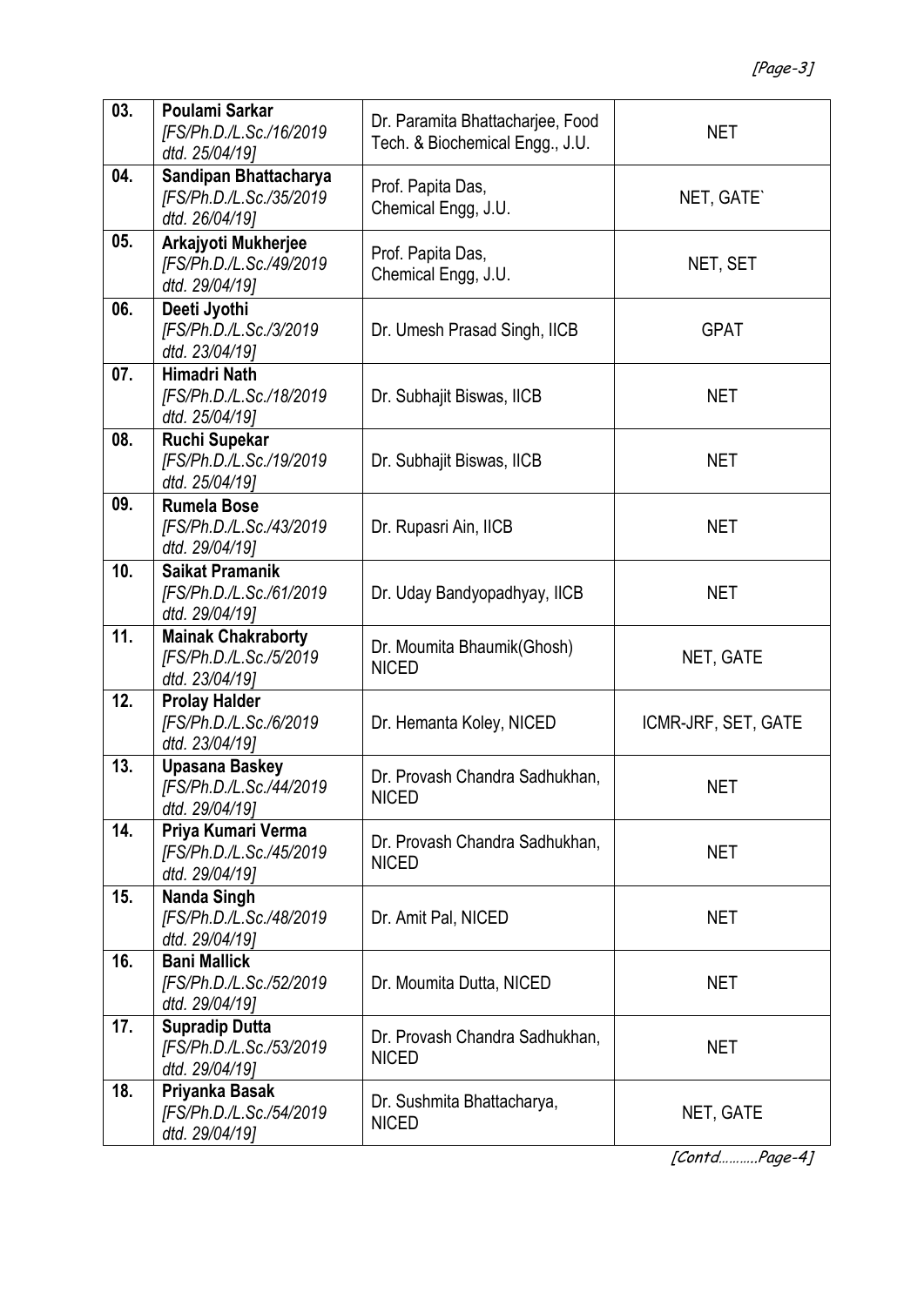| 03. | **Poulami Sarkar** *[FS/Ph.D./L.Sc./16/2019 dtd. 25/04/19]* | Dr. Paramita Bhattacharjee, Food Tech. & Biochemical Engg., J.U. | NET |
|---|---|---|---|
| 04. | **Sandipan Bhattacharya** *[FS/Ph.D./L.Sc./35/2019 dtd. 26/04/19]* | Prof. Papita Das, Chemical Engg, J.U. | NET, GATE` |
| 05. | **Arkajyoti Mukherjee** *[FS/Ph.D./L.Sc./49/2019 dtd. 29/04/19]* | Prof. Papita Das, Chemical Engg, J.U. | NET, SET |
| 06. | **Deeti Jyothi** *[FS/Ph.D./L.Sc./3/2019 dtd. 23/04/19]* | Dr. Umesh Prasad Singh, IICB | GPAT |
| 07. | **Himadri Nath** *[FS/Ph.D./L.Sc./18/2019 dtd. 25/04/19]* | Dr. Subhajit Biswas, IICB | NET |
| 08. | **Ruchi Supekar** *[FS/Ph.D./L.Sc./19/2019 dtd. 25/04/19]* | Dr. Subhajit Biswas, IICB | NET |
| 09. | **Rumela Bose** *[FS/Ph.D./L.Sc./43/2019 dtd. 29/04/19]* | Dr. Rupasri Ain, IICB | NET |
| 10. | **Saikat Pramanik** *[FS/Ph.D./L.Sc./61/2019 dtd. 29/04/19]* | Dr. Uday Bandyopadhyay, IICB | NET |
| 11. | **Mainak Chakraborty** *[FS/Ph.D./L.Sc./5/2019 dtd. 23/04/19]* | Dr. Moumita Bhaumik(Ghosh) NICED | NET, GATE |
| 12. | **Prolay Halder** *[FS/Ph.D./L.Sc./6/2019 dtd. 23/04/19]* | Dr. Hemanta Koley, NICED | ICMR-JRF, SET, GATE |
| 13. | **Upasana Baskey** *[FS/Ph.D./L.Sc./44/2019 dtd. 29/04/19]* | Dr. Provash Chandra Sadhukhan, NICED | NET |
| 14. | **Priya Kumari Verma** *[FS/Ph.D./L.Sc./45/2019 dtd. 29/04/19]* | Dr. Provash Chandra Sadhukhan, NICED | NET |
| 15. | **Nanda Singh** *[FS/Ph.D./L.Sc./48/2019 dtd. 29/04/19]* | Dr. Amit Pal, NICED | NET |
| 16. | **Bani Mallick** *[FS/Ph.D./L.Sc./52/2019 dtd. 29/04/19]* | Dr. Moumita Dutta, NICED | NET |
| 17. | **Supradip Dutta** *[FS/Ph.D./L.Sc./53/2019 dtd. 29/04/19]* | Dr. Provash Chandra Sadhukhan, NICED | NET |
| 18. | **Priyanka Basak** *[FS/Ph.D./L.Sc./54/2019 dtd. 29/04/19]* | Dr. Sushmita Bhattacharya, NICED | NET, GATE |

[Contd……….Page-4]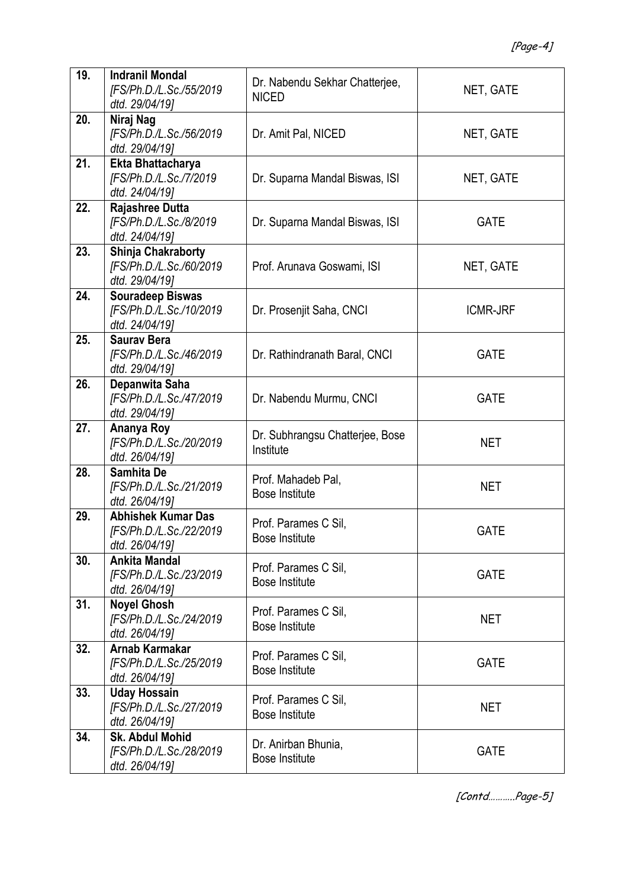| 19. | **Indranil Mondal** *[FS/Ph.D./L.Sc./55/2019 dtd. 29/04/19]* | Dr. Nabendu Sekhar Chatterjee, NICED | NET, GATE |
|---|---|---|---|
| 20. | **Niraj Nag** *[FS/Ph.D./L.Sc./56/2019 dtd. 29/04/19]* | Dr. Amit Pal, NICED | NET, GATE |
| 21. | **Ekta Bhattacharya** *[FS/Ph.D./L.Sc./7/2019 dtd. 24/04/19]* | Dr. Suparna Mandal Biswas, ISI | NET, GATE |
| 22. | **Rajashree Dutta** *[FS/Ph.D./L.Sc./8/2019 dtd. 24/04/19]* | Dr. Suparna Mandal Biswas, ISI | GATE |
| 23. | **Shinja Chakraborty** *[FS/Ph.D./L.Sc./60/2019 dtd. 29/04/19]* | Prof. Arunava Goswami, ISI | NET, GATE |
| 24. | **Souradeep Biswas** *[FS/Ph.D./L.Sc./10/2019 dtd. 24/04/19]* | Dr. Prosenjit Saha, CNCI | ICMR-JRF |
| 25. | **Saurav Bera** *[FS/Ph.D./L.Sc./46/2019 dtd. 29/04/19]* | Dr. Rathindranath Baral, CNCI | GATE |
| 26. | **Depanwita Saha** *[FS/Ph.D./L.Sc./47/2019 dtd. 29/04/19]* | Dr. Nabendu Murmu, CNCI | GATE |
| 27. | **Ananya Roy** *[FS/Ph.D./L.Sc./20/2019 dtd. 26/04/19]* | Dr. Subhrangsu Chatterjee, Bose Institute | NET |
| 28. | **Samhita De** *[FS/Ph.D./L.Sc./21/2019 dtd. 26/04/19]* | Prof. Mahadeb Pal, Bose Institute | NET |
| 29. | **Abhishek Kumar Das** *[FS/Ph.D./L.Sc./22/2019 dtd. 26/04/19]* | Prof. Parames C Sil, Bose Institute | GATE |
| 30. | **Ankita Mandal** *[FS/Ph.D./L.Sc./23/2019 dtd. 26/04/19]* | Prof. Parames C Sil, Bose Institute | GATE |
| 31. | **Noyel Ghosh** *[FS/Ph.D./L.Sc./24/2019 dtd. 26/04/19]* | Prof. Parames C Sil, Bose Institute | NET |
| 32. | **Arnab Karmakar** *[FS/Ph.D./L.Sc./25/2019 dtd. 26/04/19]* | Prof. Parames C Sil, Bose Institute | GATE |
| 33. | **Uday Hossain** *[FS/Ph.D./L.Sc./27/2019 dtd. 26/04/19]* | Prof. Parames C Sil, Bose Institute | NET |
| 34. | **Sk. Abdul Mohid** *[FS/Ph.D./L.Sc./28/2019 dtd. 26/04/19]* | Dr. Anirban Bhunia, Bose Institute | GATE |

[Contd..........Page-5]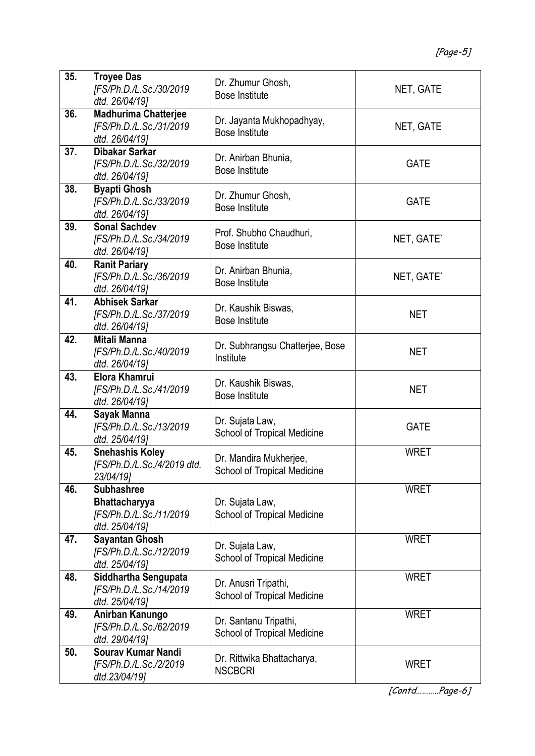| 35. | **Troyee Das** *[FS/Ph.D./L.Sc./30/2019 dtd. 26/04/19]* | Dr. Zhumur Ghosh, Bose Institute | NET, GATE |
|---|---|---|---|
| 36. | **Madhurima Chatterjee** *[FS/Ph.D./L.Sc./31/2019 dtd. 26/04/19]* | Dr. Jayanta Mukhopadhyay, Bose Institute | NET, GATE |
| 37. | **Dibakar Sarkar** *[FS/Ph.D./L.Sc./32/2019 dtd. 26/04/19]* | Dr. Anirban Bhunia, Bose Institute | GATE |
| 38. | **Byapti Ghosh** *[FS/Ph.D./L.Sc./33/2019 dtd. 26/04/19]* | Dr. Zhumur Ghosh, Bose Institute | GATE |
| 39. | **Sonal Sachdev** *[FS/Ph.D./L.Sc./34/2019 dtd. 26/04/19]* | Prof. Shubho Chaudhuri, Bose Institute | NET, GATE` |
| 40. | **Ranit Pariary** *[FS/Ph.D./L.Sc./36/2019 dtd. 26/04/19]* | Dr. Anirban Bhunia, Bose Institute | NET, GATE` |
| 41. | **Abhisek Sarkar** *[FS/Ph.D./L.Sc./37/2019 dtd. 26/04/19]* | Dr. Kaushik Biswas, Bose Institute | NET |
| 42. | **Mitali Manna** *[FS/Ph.D./L.Sc./40/2019 dtd. 26/04/19]* | Dr. Subhrangsu Chatterjee, Bose Institute | NET |
| 43. | **Elora Khamrui** *[FS/Ph.D./L.Sc./41/2019 dtd. 26/04/19]* | Dr. Kaushik Biswas, Bose Institute | NET |
| 44. | **Sayak Manna** *[FS/Ph.D./L.Sc./13/2019 dtd. 25/04/19]* | Dr. Sujata Law, School of Tropical Medicine | GATE |
| 45. | **Snehashis Koley** *[FS/Ph.D./L.Sc./4/2019 dtd. 23/04/19]* | Dr. Mandira Mukherjee, School of Tropical Medicine | WRET |
| 46. | **Subhashree Bhattacharyya** *[FS/Ph.D./L.Sc./11/2019 dtd. 25/04/19]* | Dr. Sujata Law, School of Tropical Medicine | WRET |
| 47. | **Sayantan Ghosh** *[FS/Ph.D./L.Sc./12/2019 dtd. 25/04/19]* | Dr. Sujata Law, School of Tropical Medicine | WRET |
| 48. | **Siddhartha Sengupata** *[FS/Ph.D./L.Sc./14/2019 dtd. 25/04/19]* | Dr. Anusri Tripathi, School of Tropical Medicine | WRET |
| 49. | **Anirban Kanungo** *[FS/Ph.D./L.Sc./62/2019 dtd. 29/04/19]* | Dr. Santanu Tripathi, School of Tropical Medicine | WRET |
| 50. | **Sourav Kumar Nandi** *[FS/Ph.D./L.Sc./2/2019 dtd.23/04/19]* | Dr. Rittwika Bhattacharya, NSCBCRI | WRET |

[Contd……….Page-6]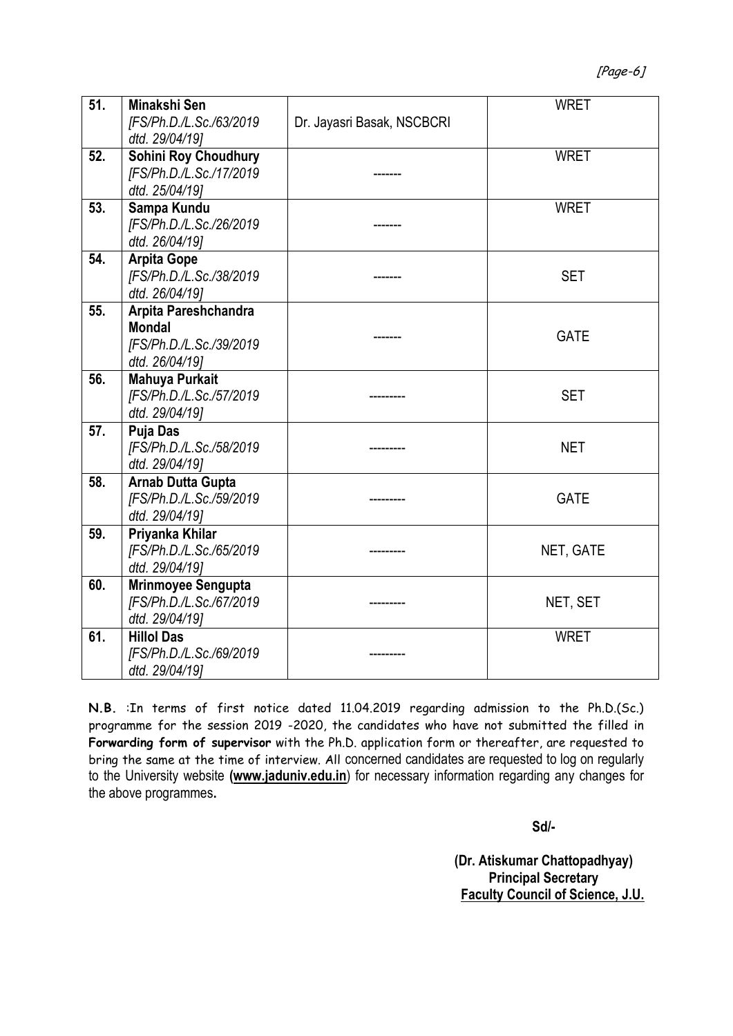| | | | |
|---|---|---|---|
| 51. | **Minakshi Sen** *[FS/Ph.D./L.Sc./63/2019 dtd. 29/04/19]* | Dr. Jayasri Basak, NSCBCRI | WRET |
| 52. | **Sohini Roy Choudhury** *[FS/Ph.D./L.Sc./17/2019 dtd. 25/04/19]* | ------- | WRET |
| 53. | **Sampa Kundu** *[FS/Ph.D./L.Sc./26/2019 dtd. 26/04/19]* | ------- | WRET |
| 54. | **Arpita Gope** *[FS/Ph.D./L.Sc./38/2019 dtd. 26/04/19]* | ------- | SET |
| 55. | **Arpita Pareshchandra Mondal** *[FS/Ph.D./L.Sc./39/2019 dtd. 26/04/19]* | ------- | GATE |
| 56. | **Mahuya Purkait** *[FS/Ph.D./L.Sc./57/2019 dtd. 29/04/19]* | --------- | SET |
| 57. | **Puja Das** *[FS/Ph.D./L.Sc./58/2019 dtd. 29/04/19]* | --------- | NET |
| 58. | **Arnab Dutta Gupta** *[FS/Ph.D./L.Sc./59/2019 dtd. 29/04/19]* | --------- | GATE |
| 59. | **Priyanka Khilar** *[FS/Ph.D./L.Sc./65/2019 dtd. 29/04/19]* | --------- | NET, GATE |
| 60. | **Mrinmoyee Sengupta** *[FS/Ph.D./L.Sc./67/2019 dtd. 29/04/19]* | --------- | NET, SET |
| 61. | **Hillol Das** *[FS/Ph.D./L.Sc./69/2019 dtd. 29/04/19]* | --------- | WRET |

**N.B.** :In terms of first notice dated 11.04.2019 regarding admission to the Ph.D.(Sc.) programme for the session 2019 -2020, the candidates who have not submitted the filled in **Forwarding form of supervisor** with the Ph.D. application form or thereafter, are requested to bring the same at the time of interview. All concerned candidates are requested to log on regularly to the University website **(www.jaduniv.edu.in)** for necessary information regarding any changes for the above programmes**.**

**Sd/-**

**(Dr. Atiskumar Chattopadhyay)**
**Principal Secretary**
**Faculty Council of Science, J.U.**